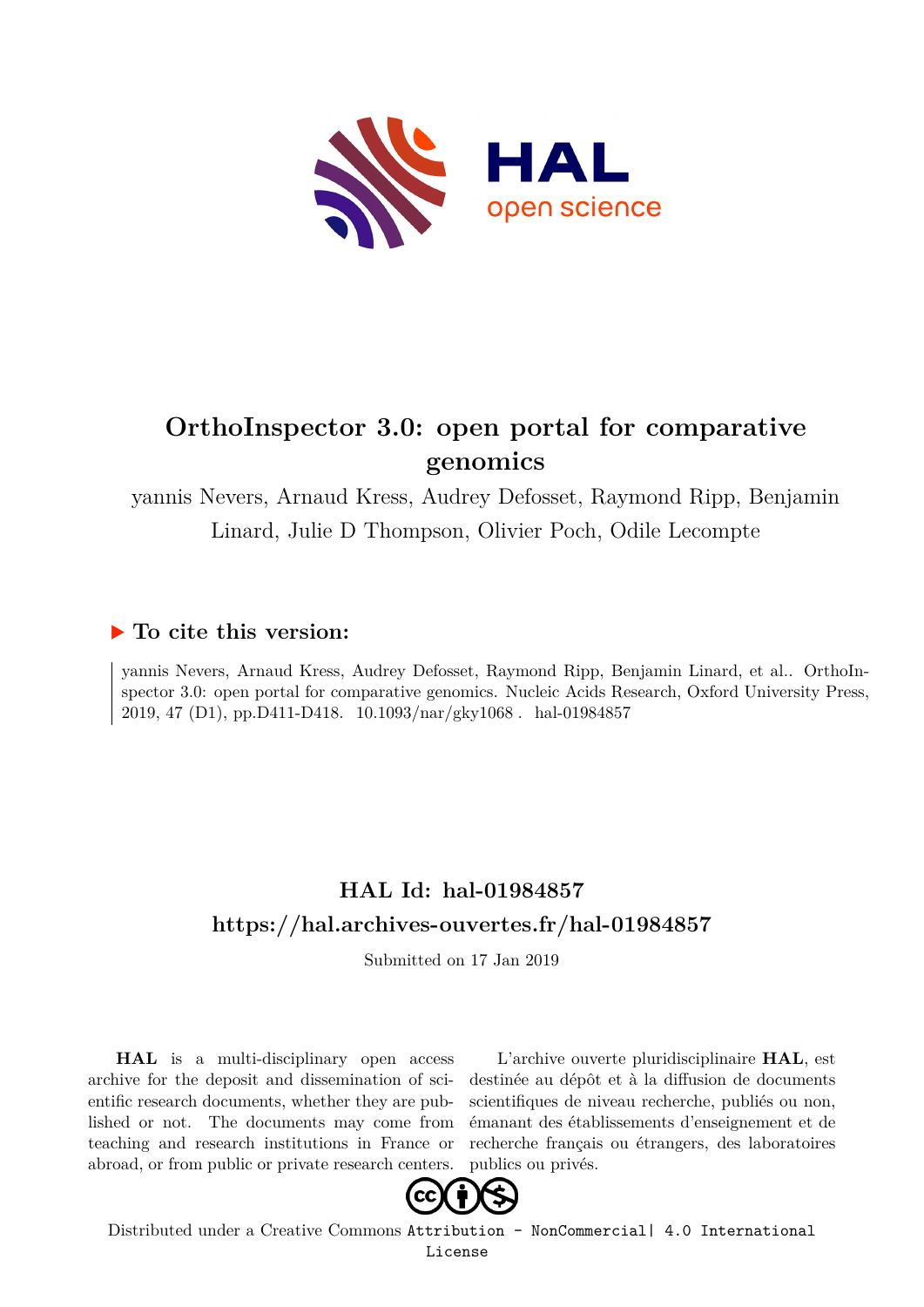# OrthoInspector 3.0: open portal for comparative genomics

yannis Nevers, Arnaud Kress, Audrey Defosset, Raymond Ripp, Benjamin Linard, Julie D Thompson, Olivier Poch, Odile Lecompte

## ▶ To cite this version:

yannis Nevers, Arnaud Kress, Audrey Defosset, Raymond Ripp, Benjamin Linard, et al.. OrthoInspector 3.0: open portal for comparative genomics. Nucleic Acids Research, Oxford University Press, 2019, 47 (D1), pp.D411-D418. 10.1093/nar/gky1068 . hal-01984857

## HAL Id: hal-01984857

## https://hal.archives-ouvertes.fr/hal-01984857

Submitted on 17 Jan 2019

**HAL** is a multi-disciplinary open access archive for the deposit and dissemination of scientific research documents, whether they are published or not. The documents may come from teaching and research institutions in France or abroad, or from public or private research centers.

L'archive ouverte pluridisciplinaire **HAL**, est destinée au dépôt et à la diffusion de documents scientifiques de niveau recherche, publiés ou non, émanant des établissements d'enseignement et de recherche français ou étrangers, des laboratoires publics ou privés.

Distributed under a Creative Commons Attribution - NonCommercial| 4.0 International License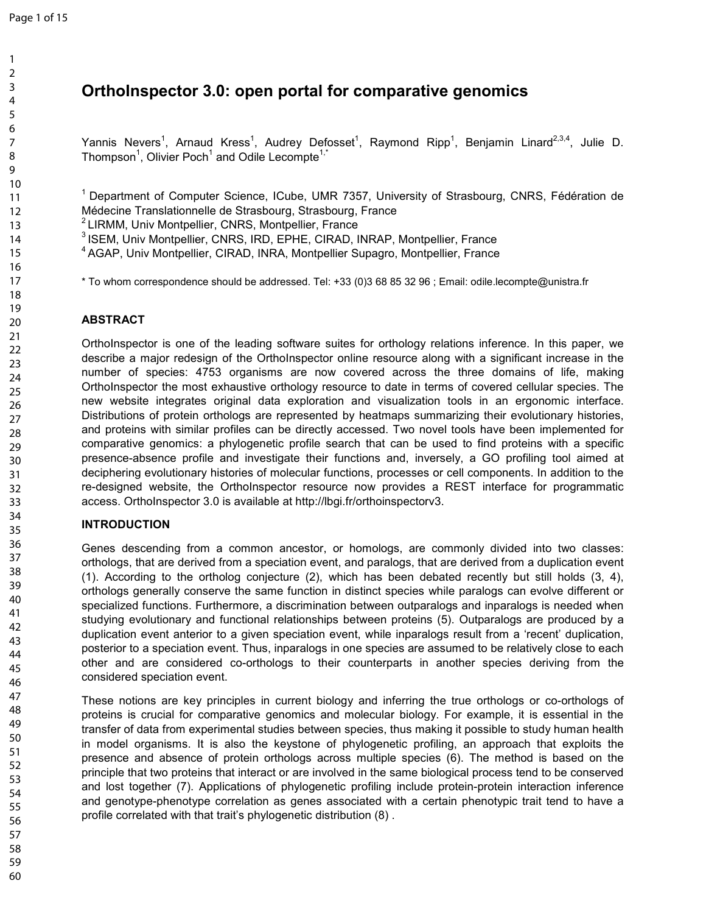# OrthoInspector 3.0: open portal for comparative genomics

Yannis Nevers[1], Arnaud Kress[1], Audrey Defosset[1], Raymond Ripp[1], Benjamin Linard[2,3,4], Julie D. Thompson[1], Olivier Poch[1] and Odile Lecompte[1,*]

[1] Department of Computer Science, ICube, UMR 7357, University of Strasbourg, CNRS, Fédération de Médecine Translationnelle de Strasbourg, Strasbourg, France
[2] LIRMM, Univ Montpellier, CNRS, Montpellier, France
[3] ISEM, Univ Montpellier, CNRS, IRD, EPHE, CIRAD, INRAP, Montpellier, France
[4] AGAP, Univ Montpellier, CIRAD, INRA, Montpellier Supagro, Montpellier, France

* To whom correspondence should be addressed. Tel: +33 (0)3 68 85 32 96 ; Email: odile.lecompte@unistra.fr

## ABSTRACT

OrthoInspector is one of the leading software suites for orthology relations inference. In this paper, we describe a major redesign of the OrthoInspector online resource along with a significant increase in the number of species: 4753 organisms are now covered across the three domains of life, making OrthoInspector the most exhaustive orthology resource to date in terms of covered cellular species. The new website integrates original data exploration and visualization tools in an ergonomic interface. Distributions of protein orthologs are represented by heatmaps summarizing their evolutionary histories, and proteins with similar profiles can be directly accessed. Two novel tools have been implemented for comparative genomics: a phylogenetic profile search that can be used to find proteins with a specific presence-absence profile and investigate their functions and, inversely, a GO profiling tool aimed at deciphering evolutionary histories of molecular functions, processes or cell components. In addition to the re-designed website, the OrthoInspector resource now provides a REST interface for programmatic access. OrthoInspector 3.0 is available at http://lbgi.fr/orthoinspectorv3.

## INTRODUCTION

Genes descending from a common ancestor, or homologs, are commonly divided into two classes: orthologs, that are derived from a speciation event, and paralogs, that are derived from a duplication event (1). According to the ortholog conjecture (2), which has been debated recently but still holds (3, 4), orthologs generally conserve the same function in distinct species while paralogs can evolve different or specialized functions. Furthermore, a discrimination between outparalogs and inparalogs is needed when studying evolutionary and functional relationships between proteins (5). Outparalogs are produced by a duplication event anterior to a given speciation event, while inparalogs result from a 'recent' duplication, posterior to a speciation event. Thus, inparalogs in one species are assumed to be relatively close to each other and are considered co-orthologs to their counterparts in another species deriving from the considered speciation event.

These notions are key principles in current biology and inferring the true orthologs or co-orthologs of proteins is crucial for comparative genomics and molecular biology. For example, it is essential in the transfer of data from experimental studies between species, thus making it possible to study human health in model organisms. It is also the keystone of phylogenetic profiling, an approach that exploits the presence and absence of protein orthologs across multiple species (6). The method is based on the principle that two proteins that interact or are involved in the same biological process tend to be conserved and lost together (7). Applications of phylogenetic profiling include protein-protein interaction inference and genotype-phenotype correlation as genes associated with a certain phenotypic trait tend to have a profile correlated with that trait's phylogenetic distribution (8) .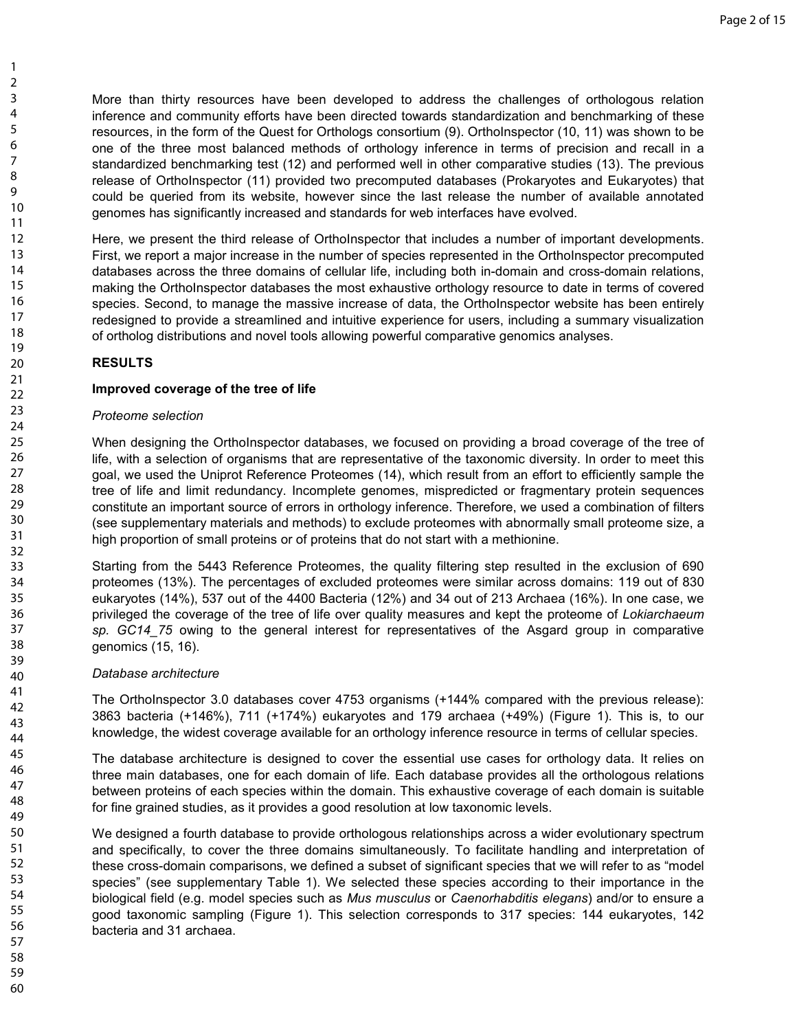More than thirty resources have been developed to address the challenges of orthologous relation inference and community efforts have been directed towards standardization and benchmarking of these resources, in the form of the Quest for Orthologs consortium (9). OrthoInspector (10, 11) was shown to be one of the three most balanced methods of orthology inference in terms of precision and recall in a standardized benchmarking test (12) and performed well in other comparative studies (13). The previous release of OrthoInspector (11) provided two precomputed databases (Prokaryotes and Eukaryotes) that could be queried from its website, however since the last release the number of available annotated genomes has significantly increased and standards for web interfaces have evolved.

Here, we present the third release of OrthoInspector that includes a number of important developments. First, we report a major increase in the number of species represented in the OrthoInspector precomputed databases across the three domains of cellular life, including both in-domain and cross-domain relations, making the OrthoInspector databases the most exhaustive orthology resource to date in terms of covered species. Second, to manage the massive increase of data, the OrthoInspector website has been entirely redesigned to provide a streamlined and intuitive experience for users, including a summary visualization of ortholog distributions and novel tools allowing powerful comparative genomics analyses.

## RESULTS

### Improved coverage of the tree of life

#### *Proteome selection*

When designing the OrthoInspector databases, we focused on providing a broad coverage of the tree of life, with a selection of organisms that are representative of the taxonomic diversity. In order to meet this goal, we used the Uniprot Reference Proteomes (14), which result from an effort to efficiently sample the tree of life and limit redundancy. Incomplete genomes, mispredicted or fragmentary protein sequences constitute an important source of errors in orthology inference. Therefore, we used a combination of filters (see supplementary materials and methods) to exclude proteomes with abnormally small proteome size, a high proportion of small proteins or of proteins that do not start with a methionine.

Starting from the 5443 Reference Proteomes, the quality filtering step resulted in the exclusion of 690 proteomes (13%). The percentages of excluded proteomes were similar across domains: 119 out of 830 eukaryotes (14%), 537 out of the 4400 Bacteria (12%) and 34 out of 213 Archaea (16%). In one case, we privileged the coverage of the tree of life over quality measures and kept the proteome of *Lokiarchaeum sp. GC14_75* owing to the general interest for representatives of the Asgard group in comparative genomics (15, 16).

#### *Database architecture*

The OrthoInspector 3.0 databases cover 4753 organisms (+144% compared with the previous release): 3863 bacteria (+146%), 711 (+174%) eukaryotes and 179 archaea (+49%) (Figure 1). This is, to our knowledge, the widest coverage available for an orthology inference resource in terms of cellular species.

The database architecture is designed to cover the essential use cases for orthology data. It relies on three main databases, one for each domain of life. Each database provides all the orthologous relations between proteins of each species within the domain. This exhaustive coverage of each domain is suitable for fine grained studies, as it provides a good resolution at low taxonomic levels.

We designed a fourth database to provide orthologous relationships across a wider evolutionary spectrum and specifically, to cover the three domains simultaneously. To facilitate handling and interpretation of these cross-domain comparisons, we defined a subset of significant species that we will refer to as "model species" (see supplementary Table 1). We selected these species according to their importance in the biological field (e.g. model species such as *Mus musculus* or *Caenorhabditis elegans*) and/or to ensure a good taxonomic sampling (Figure 1). This selection corresponds to 317 species: 144 eukaryotes, 142 bacteria and 31 archaea.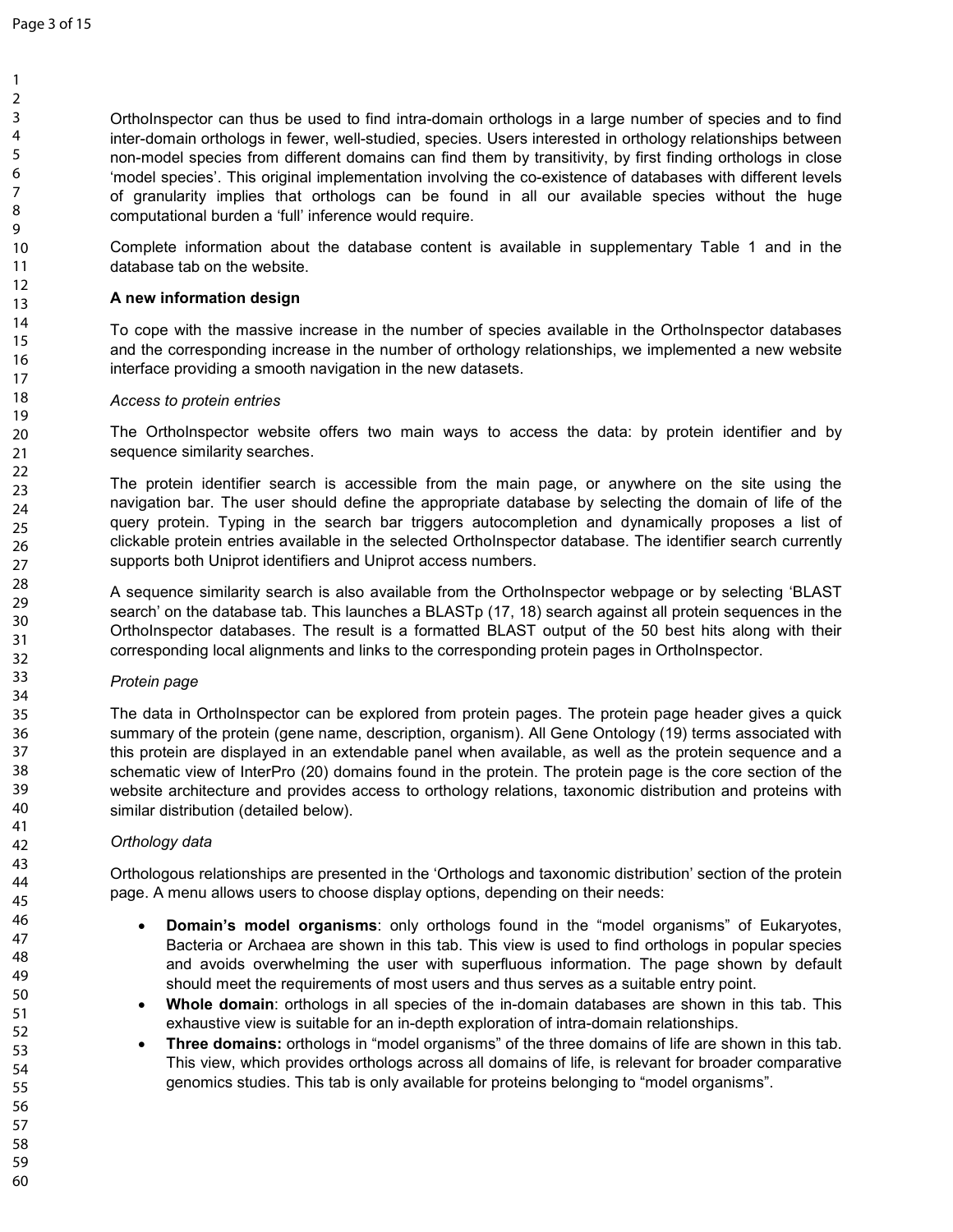OrthoInspector can thus be used to find intra-domain orthologs in a large number of species and to find inter-domain orthologs in fewer, well-studied, species. Users interested in orthology relationships between non-model species from different domains can find them by transitivity, by first finding orthologs in close 'model species'. This original implementation involving the co-existence of databases with different levels of granularity implies that orthologs can be found in all our available species without the huge computational burden a 'full' inference would require.

Complete information about the database content is available in supplementary Table 1 and in the database tab on the website.

**A new information design**

To cope with the massive increase in the number of species available in the OrthoInspector databases and the corresponding increase in the number of orthology relationships, we implemented a new website interface providing a smooth navigation in the new datasets.

*Access to protein entries*

The OrthoInspector website offers two main ways to access the data: by protein identifier and by sequence similarity searches.

The protein identifier search is accessible from the main page, or anywhere on the site using the navigation bar. The user should define the appropriate database by selecting the domain of life of the query protein. Typing in the search bar triggers autocompletion and dynamically proposes a list of clickable protein entries available in the selected OrthoInspector database. The identifier search currently supports both Uniprot identifiers and Uniprot access numbers.

A sequence similarity search is also available from the OrthoInspector webpage or by selecting 'BLAST search' on the database tab. This launches a BLASTp (17, 18) search against all protein sequences in the OrthoInspector databases. The result is a formatted BLAST output of the 50 best hits along with their corresponding local alignments and links to the corresponding protein pages in OrthoInspector.

*Protein page*

The data in OrthoInspector can be explored from protein pages. The protein page header gives a quick summary of the protein (gene name, description, organism). All Gene Ontology (19) terms associated with this protein are displayed in an extendable panel when available, as well as the protein sequence and a schematic view of InterPro (20) domains found in the protein. The protein page is the core section of the website architecture and provides access to orthology relations, taxonomic distribution and proteins with similar distribution (detailed below).

*Orthology data*

Orthologous relationships are presented in the 'Orthologs and taxonomic distribution' section of the protein page. A menu allows users to choose display options, depending on their needs:

- **Domain's model organisms**: only orthologs found in the "model organisms" of Eukaryotes, Bacteria or Archaea are shown in this tab. This view is used to find orthologs in popular species and avoids overwhelming the user with superfluous information. The page shown by default should meet the requirements of most users and thus serves as a suitable entry point.
- **Whole domain**: orthologs in all species of the in-domain databases are shown in this tab. This exhaustive view is suitable for an in-depth exploration of intra-domain relationships.
- **Three domains:** orthologs in "model organisms" of the three domains of life are shown in this tab. This view, which provides orthologs across all domains of life, is relevant for broader comparative genomics studies. This tab is only available for proteins belonging to "model organisms".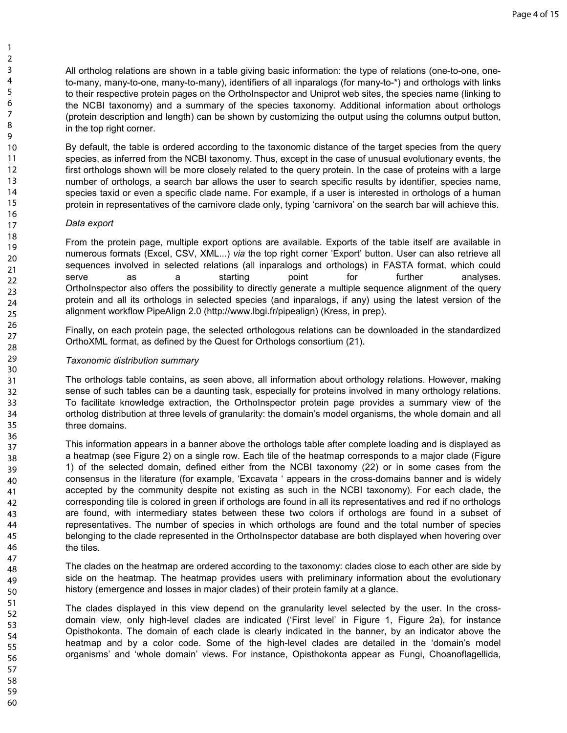All ortholog relations are shown in a table giving basic information: the type of relations (one-to-one, one-to-many, many-to-one, many-to-many), identifiers of all inparalogs (for many-to-*) and orthologs with links to their respective protein pages on the OrthoInspector and Uniprot web sites, the species name (linking to the NCBI taxonomy) and a summary of the species taxonomy. Additional information about orthologs (protein description and length) can be shown by customizing the output using the columns output button, in the top right corner.

By default, the table is ordered according to the taxonomic distance of the target species from the query species, as inferred from the NCBI taxonomy. Thus, except in the case of unusual evolutionary events, the first orthologs shown will be more closely related to the query protein. In the case of proteins with a large number of orthologs, a search bar allows the user to search specific results by identifier, species name, species taxid or even a specific clade name. For example, if a user is interested in orthologs of a human protein in representatives of the carnivore clade only, typing 'carnivora' on the search bar will achieve this.

*Data export*

From the protein page, multiple export options are available. Exports of the table itself are available in numerous formats (Excel, CSV, XML...) *via* the top right corner 'Export' button. User can also retrieve all sequences involved in selected relations (all inparalogs and orthologs) in FASTA format, which could serve as a starting point for further analyses. OrthoInspector also offers the possibility to directly generate a multiple sequence alignment of the query protein and all its orthologs in selected species (and inparalogs, if any) using the latest version of the alignment workflow PipeAlign 2.0 (http://www.lbgi.fr/pipealign) (Kress, in prep).

Finally, on each protein page, the selected orthologous relations can be downloaded in the standardized OrthoXML format, as defined by the Quest for Orthologs consortium (21).

*Taxonomic distribution summary*

The orthologs table contains, as seen above, all information about orthology relations. However, making sense of such tables can be a daunting task, especially for proteins involved in many orthology relations. To facilitate knowledge extraction, the OrthoInspector protein page provides a summary view of the ortholog distribution at three levels of granularity: the domain's model organisms, the whole domain and all three domains.

This information appears in a banner above the orthologs table after complete loading and is displayed as a heatmap (see Figure 2) on a single row. Each tile of the heatmap corresponds to a major clade (Figure 1) of the selected domain, defined either from the NCBI taxonomy (22) or in some cases from the consensus in the literature (for example, 'Excavata ' appears in the cross-domains banner and is widely accepted by the community despite not existing as such in the NCBI taxonomy). For each clade, the corresponding tile is colored in green if orthologs are found in all its representatives and red if no orthologs are found, with intermediary states between these two colors if orthologs are found in a subset of representatives. The number of species in which orthologs are found and the total number of species belonging to the clade represented in the OrthoInspector database are both displayed when hovering over the tiles.

The clades on the heatmap are ordered according to the taxonomy: clades close to each other are side by side on the heatmap. The heatmap provides users with preliminary information about the evolutionary history (emergence and losses in major clades) of their protein family at a glance.

The clades displayed in this view depend on the granularity level selected by the user. In the cross-domain view, only high-level clades are indicated ('First level' in Figure 1, Figure 2a), for instance Opisthokonta. The domain of each clade is clearly indicated in the banner, by an indicator above the heatmap and by a color code. Some of the high-level clades are detailed in the 'domain's model organisms' and 'whole domain' views. For instance, Opisthokonta appear as Fungi, Choanoflagellida,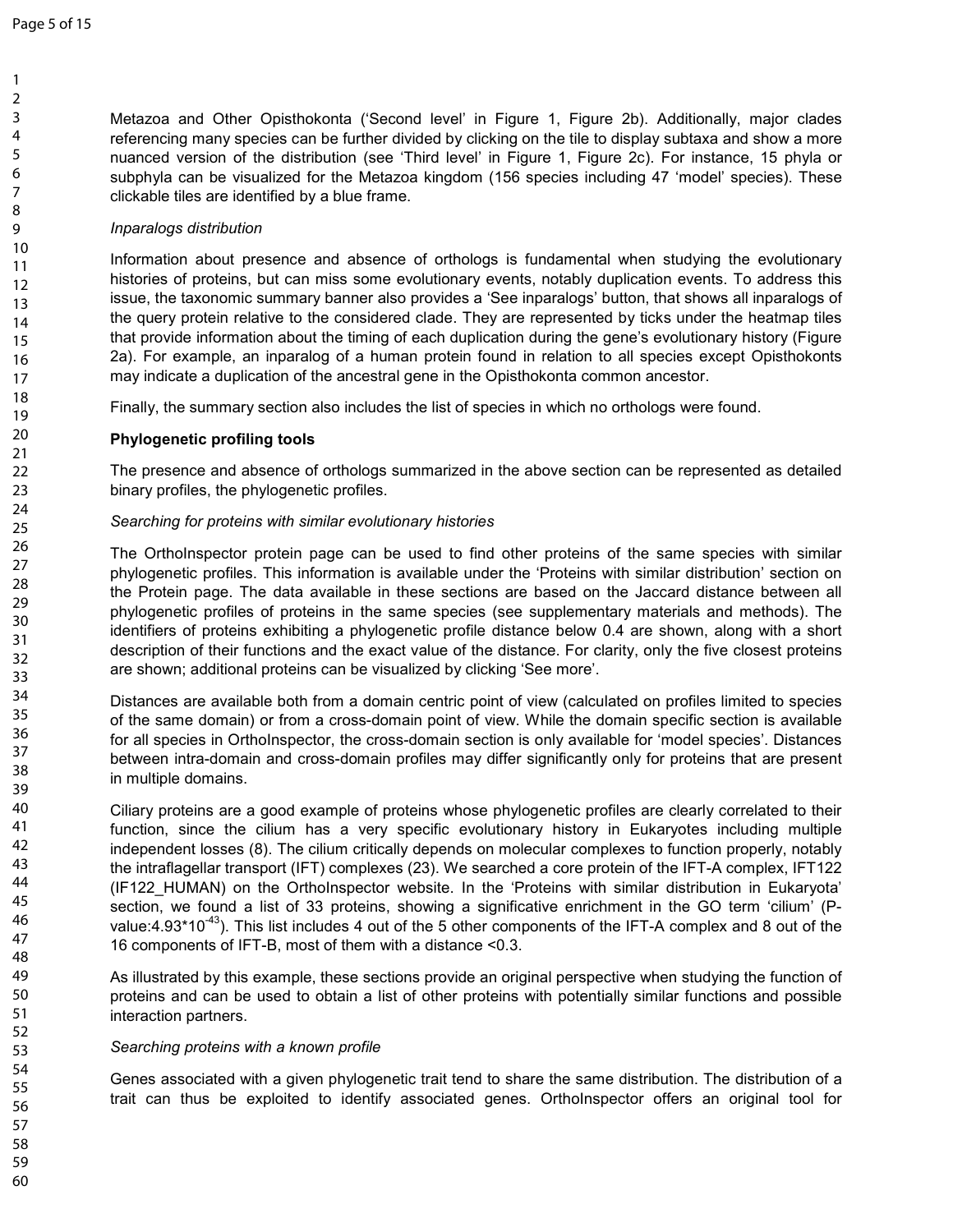Metazoa and Other Opisthokonta ('Second level' in Figure 1, Figure 2b). Additionally, major clades referencing many species can be further divided by clicking on the tile to display subtaxa and show a more nuanced version of the distribution (see 'Third level' in Figure 1, Figure 2c). For instance, 15 phyla or subphyla can be visualized for the Metazoa kingdom (156 species including 47 'model' species). These clickable tiles are identified by a blue frame.

*Inparalogs distribution*

Information about presence and absence of orthologs is fundamental when studying the evolutionary histories of proteins, but can miss some evolutionary events, notably duplication events. To address this issue, the taxonomic summary banner also provides a 'See inparalogs' button, that shows all inparalogs of the query protein relative to the considered clade. They are represented by ticks under the heatmap tiles that provide information about the timing of each duplication during the gene's evolutionary history (Figure 2a). For example, an inparalog of a human protein found in relation to all species except Opisthokonts may indicate a duplication of the ancestral gene in the Opisthokonta common ancestor.

Finally, the summary section also includes the list of species in which no orthologs were found.

**Phylogenetic profiling tools**

The presence and absence of orthologs summarized in the above section can be represented as detailed binary profiles, the phylogenetic profiles.

*Searching for proteins with similar evolutionary histories*

The OrthoInspector protein page can be used to find other proteins of the same species with similar phylogenetic profiles. This information is available under the 'Proteins with similar distribution' section on the Protein page. The data available in these sections are based on the Jaccard distance between all phylogenetic profiles of proteins in the same species (see supplementary materials and methods). The identifiers of proteins exhibiting a phylogenetic profile distance below 0.4 are shown, along with a short description of their functions and the exact value of the distance. For clarity, only the five closest proteins are shown; additional proteins can be visualized by clicking 'See more'.

Distances are available both from a domain centric point of view (calculated on profiles limited to species of the same domain) or from a cross-domain point of view. While the domain specific section is available for all species in OrthoInspector, the cross-domain section is only available for 'model species'. Distances between intra-domain and cross-domain profiles may differ significantly only for proteins that are present in multiple domains.

Ciliary proteins are a good example of proteins whose phylogenetic profiles are clearly correlated to their function, since the cilium has a very specific evolutionary history in Eukaryotes including multiple independent losses (8). The cilium critically depends on molecular complexes to function properly, notably the intraflagellar transport (IFT) complexes (23). We searched a core protein of the IFT-A complex, IFT122 (IF122_HUMAN) on the OrthoInspector website. In the 'Proteins with similar distribution in Eukaryota' section, we found a list of 33 proteins, showing a significative enrichment in the GO term 'cilium' (P-value:$4.93*10^{-43}$). This list includes 4 out of the 5 other components of the IFT-A complex and 8 out of the 16 components of IFT-B, most of them with a distance <0.3.

As illustrated by this example, these sections provide an original perspective when studying the function of proteins and can be used to obtain a list of other proteins with potentially similar functions and possible interaction partners.

*Searching proteins with a known profile*

Genes associated with a given phylogenetic trait tend to share the same distribution. The distribution of a trait can thus be exploited to identify associated genes. OrthoInspector offers an original tool for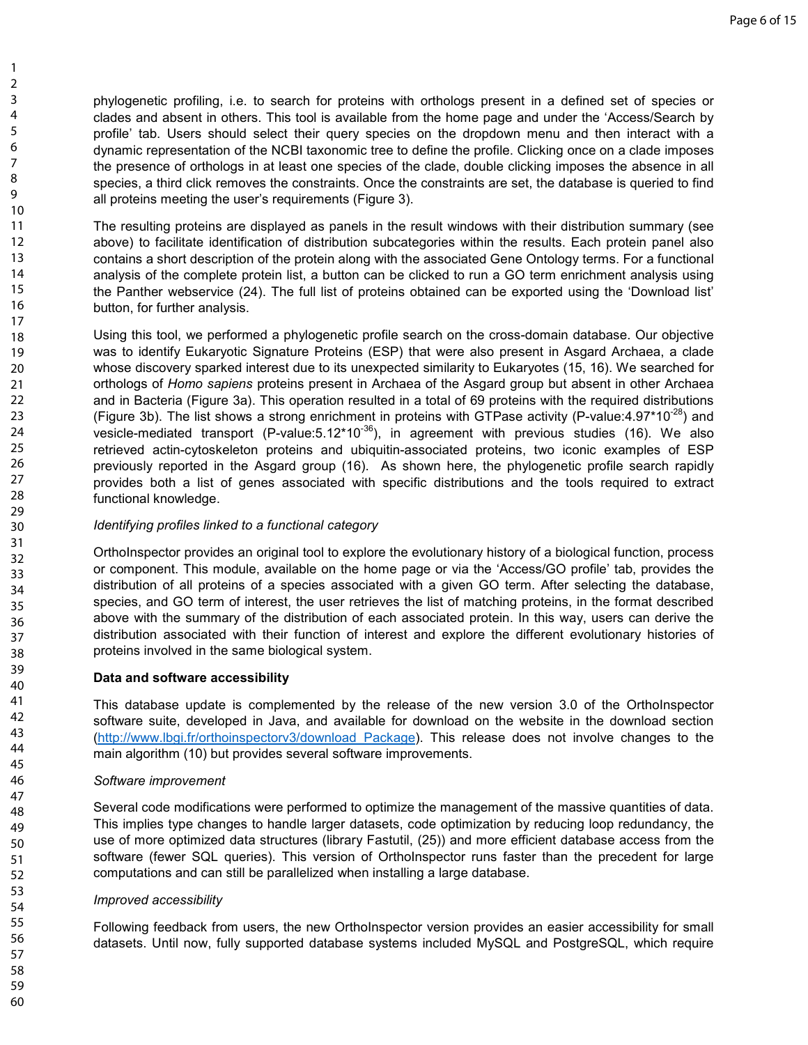phylogenetic profiling, i.e. to search for proteins with orthologs present in a defined set of species or clades and absent in others. This tool is available from the home page and under the 'Access/Search by profile' tab. Users should select their query species on the dropdown menu and then interact with a dynamic representation of the NCBI taxonomic tree to define the profile. Clicking once on a clade imposes the presence of orthologs in at least one species of the clade, double clicking imposes the absence in all species, a third click removes the constraints. Once the constraints are set, the database is queried to find all proteins meeting the user's requirements (Figure 3).

The resulting proteins are displayed as panels in the result windows with their distribution summary (see above) to facilitate identification of distribution subcategories within the results. Each protein panel also contains a short description of the protein along with the associated Gene Ontology terms. For a functional analysis of the complete protein list, a button can be clicked to run a GO term enrichment analysis using the Panther webservice (24). The full list of proteins obtained can be exported using the 'Download list' button, for further analysis.

Using this tool, we performed a phylogenetic profile search on the cross-domain database. Our objective was to identify Eukaryotic Signature Proteins (ESP) that were also present in Asgard Archaea, a clade whose discovery sparked interest due to its unexpected similarity to Eukaryotes (15, 16). We searched for orthologs of *Homo sapiens* proteins present in Archaea of the Asgard group but absent in other Archaea and in Bacteria (Figure 3a). This operation resulted in a total of 69 proteins with the required distributions (Figure 3b). The list shows a strong enrichment in proteins with GTPase activity (P-value:$4.97*10^{-28}$) and vesicle-mediated transport (P-value:$5.12*10^{-36}$), in agreement with previous studies (16). We also retrieved actin-cytoskeleton proteins and ubiquitin-associated proteins, two iconic examples of ESP previously reported in the Asgard group (16). As shown here, the phylogenetic profile search rapidly provides both a list of genes associated with specific distributions and the tools required to extract functional knowledge.

*Identifying profiles linked to a functional category*

OrthoInspector provides an original tool to explore the evolutionary history of a biological function, process or component. This module, available on the home page or via the 'Access/GO profile' tab, provides the distribution of all proteins of a species associated with a given GO term. After selecting the database, species, and GO term of interest, the user retrieves the list of matching proteins, in the format described above with the summary of the distribution of each associated protein. In this way, users can derive the distribution associated with their function of interest and explore the different evolutionary histories of proteins involved in the same biological system.

**Data and software accessibility**

This database update is complemented by the release of the new version 3.0 of the OrthoInspector software suite, developed in Java, and available for download on the website in the download section (http://www.lbgi.fr/orthoinspectorv3/download_Package). This release does not involve changes to the main algorithm (10) but provides several software improvements.

*Software improvement*

Several code modifications were performed to optimize the management of the massive quantities of data. This implies type changes to handle larger datasets, code optimization by reducing loop redundancy, the use of more optimized data structures (library Fastutil, (25)) and more efficient database access from the software (fewer SQL queries). This version of OrthoInspector runs faster than the precedent for large computations and can still be parallelized when installing a large database.

*Improved accessibility*

Following feedback from users, the new OrthoInspector version provides an easier accessibility for small datasets. Until now, fully supported database systems included MySQL and PostgreSQL, which require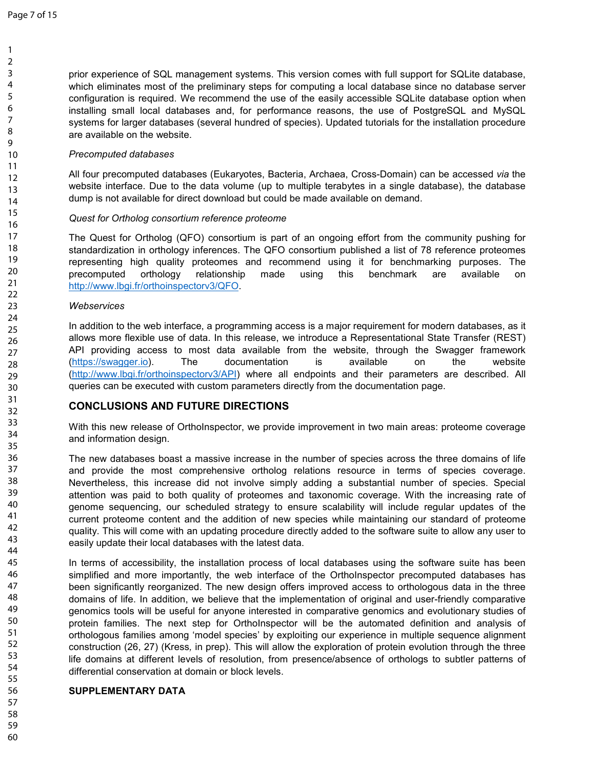prior experience of SQL management systems. This version comes with full support for SQLite database, which eliminates most of the preliminary steps for computing a local database since no database server configuration is required. We recommend the use of the easily accessible SQLite database option when installing small local databases and, for performance reasons, the use of PostgreSQL and MySQL systems for larger databases (several hundred of species). Updated tutorials for the installation procedure are available on the website.

*Precomputed databases*

All four precomputed databases (Eukaryotes, Bacteria, Archaea, Cross-Domain) can be accessed *via* the website interface. Due to the data volume (up to multiple terabytes in a single database), the database dump is not available for direct download but could be made available on demand.

*Quest for Ortholog consortium reference proteome*

The Quest for Ortholog (QFO) consortium is part of an ongoing effort from the community pushing for standardization in orthology inferences. The QFO consortium published a list of 78 reference proteomes representing high quality proteomes and recommend using it for benchmarking purposes. The precomputed orthology relationship made using this benchmark are available on http://www.lbgi.fr/orthoinspectorv3/QFO.

*Webservices*

In addition to the web interface, a programming access is a major requirement for modern databases, as it allows more flexible use of data. In this release, we introduce a Representational State Transfer (REST) API providing access to most data available from the website, through the Swagger framework (https://swagger.io). The documentation is available on the website (http://www.lbgi.fr/orthoinspectorv3/API) where all endpoints and their parameters are described. All queries can be executed with custom parameters directly from the documentation page.

## CONCLUSIONS AND FUTURE DIRECTIONS

With this new release of OrthoInspector, we provide improvement in two main areas: proteome coverage and information design.

The new databases boast a massive increase in the number of species across the three domains of life and provide the most comprehensive ortholog relations resource in terms of species coverage. Nevertheless, this increase did not involve simply adding a substantial number of species. Special attention was paid to both quality of proteomes and taxonomic coverage. With the increasing rate of genome sequencing, our scheduled strategy to ensure scalability will include regular updates of the current proteome content and the addition of new species while maintaining our standard of proteome quality. This will come with an updating procedure directly added to the software suite to allow any user to easily update their local databases with the latest data.

In terms of accessibility, the installation process of local databases using the software suite has been simplified and more importantly, the web interface of the OrthoInspector precomputed databases has been significantly reorganized. The new design offers improved access to orthologous data in the three domains of life. In addition, we believe that the implementation of original and user-friendly comparative genomics tools will be useful for anyone interested in comparative genomics and evolutionary studies of protein families. The next step for OrthoInspector will be the automated definition and analysis of orthologous families among 'model species' by exploiting our experience in multiple sequence alignment construction (26, 27) (Kress*,* in prep). This will allow the exploration of protein evolution through the three life domains at different levels of resolution, from presence/absence of orthologs to subtler patterns of differential conservation at domain or block levels.

## SUPPLEMENTARY DATA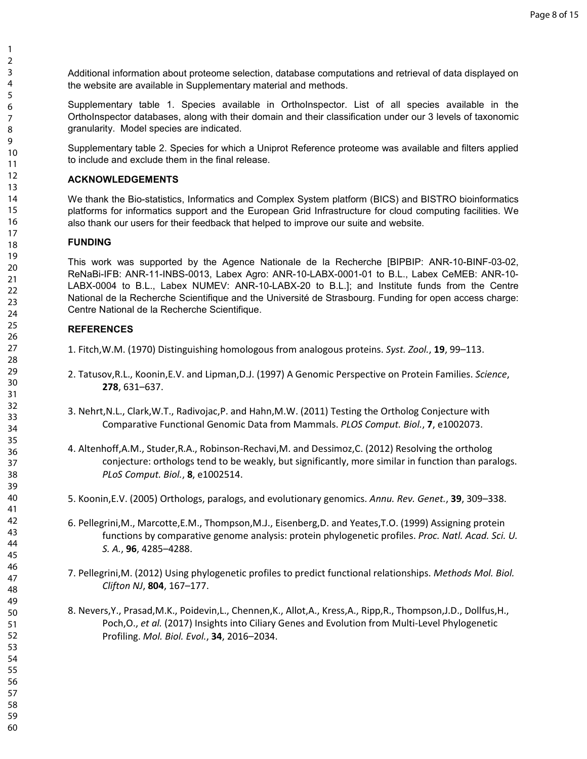Additional information about proteome selection, database computations and retrieval of data displayed on the website are available in Supplementary material and methods.

Supplementary table 1. Species available in OrthoInspector. List of all species available in the OrthoInspector databases, along with their domain and their classification under our 3 levels of taxonomic granularity. Model species are indicated.

Supplementary table 2. Species for which a Uniprot Reference proteome was available and filters applied to include and exclude them in the final release.

## ACKNOWLEDGEMENTS

We thank the Bio-statistics, Informatics and Complex System platform (BICS) and BISTRO bioinformatics platforms for informatics support and the European Grid Infrastructure for cloud computing facilities. We also thank our users for their feedback that helped to improve our suite and website.

## FUNDING

This work was supported by the Agence Nationale de la Recherche [BIPBIP: ANR-10-BINF-03-02, ReNaBi-IFB: ANR-11-INBS-0013, Labex Agro: ANR-10-LABX-0001-01 to B.L., Labex CeMEB: ANR-10-LABX-0004 to B.L., Labex NUMEV: ANR-10-LABX-20 to B.L.]; and Institute funds from the Centre National de la Recherche Scientifique and the Université de Strasbourg. Funding for open access charge: Centre National de la Recherche Scientifique.

## REFERENCES

1. Fitch,W.M. (1970) Distinguishing homologous from analogous proteins. *Syst. Zool.*, **19**, 99–113.

2. Tatusov,R.L., Koonin,E.V. and Lipman,D.J. (1997) A Genomic Perspective on Protein Families. *Science*, **278**, 631–637.

3. Nehrt,N.L., Clark,W.T., Radivojac,P. and Hahn,M.W. (2011) Testing the Ortholog Conjecture with Comparative Functional Genomic Data from Mammals. *PLOS Comput. Biol.*, **7**, e1002073.

4. Altenhoff,A.M., Studer,R.A., Robinson-Rechavi,M. and Dessimoz,C. (2012) Resolving the ortholog conjecture: orthologs tend to be weakly, but significantly, more similar in function than paralogs. *PLoS Comput. Biol.*, **8**, e1002514.

5. Koonin,E.V. (2005) Orthologs, paralogs, and evolutionary genomics. *Annu. Rev. Genet.*, **39**, 309–338.

6. Pellegrini,M., Marcotte,E.M., Thompson,M.J., Eisenberg,D. and Yeates,T.O. (1999) Assigning protein functions by comparative genome analysis: protein phylogenetic profiles. *Proc. Natl. Acad. Sci. U. S. A.*, **96**, 4285–4288.

7. Pellegrini,M. (2012) Using phylogenetic profiles to predict functional relationships. *Methods Mol. Biol. Clifton NJ*, **804**, 167–177.

8. Nevers,Y., Prasad,M.K., Poidevin,L., Chennen,K., Allot,A., Kress,A., Ripp,R., Thompson,J.D., Dollfus,H., Poch,O., *et al.* (2017) Insights into Ciliary Genes and Evolution from Multi-Level Phylogenetic Profiling. *Mol. Biol. Evol.*, **34**, 2016–2034.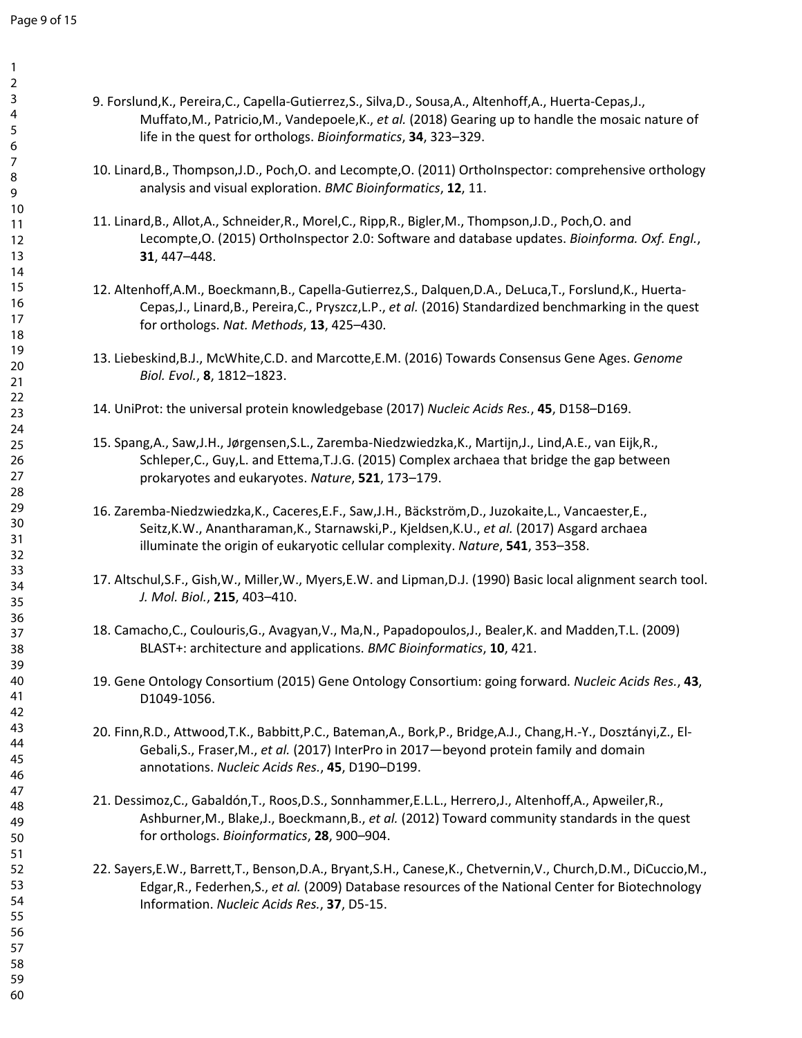9. Forslund,K., Pereira,C., Capella-Gutierrez,S., Silva,D., Sousa,A., Altenhoff,A., Huerta-Cepas,J., Muffato,M., Patricio,M., Vandepoele,K., *et al.* (2018) Gearing up to handle the mosaic nature of life in the quest for orthologs. *Bioinformatics*, **34**, 323–329.

10. Linard,B., Thompson,J.D., Poch,O. and Lecompte,O. (2011) OrthoInspector: comprehensive orthology analysis and visual exploration. *BMC Bioinformatics*, **12**, 11.

11. Linard,B., Allot,A., Schneider,R., Morel,C., Ripp,R., Bigler,M., Thompson,J.D., Poch,O. and Lecompte,O. (2015) OrthoInspector 2.0: Software and database updates. *Bioinforma. Oxf. Engl.*, **31**, 447–448.

12. Altenhoff,A.M., Boeckmann,B., Capella-Gutierrez,S., Dalquen,D.A., DeLuca,T., Forslund,K., Huerta-Cepas,J., Linard,B., Pereira,C., Pryszcz,L.P., *et al.* (2016) Standardized benchmarking in the quest for orthologs. *Nat. Methods*, **13**, 425–430.

13. Liebeskind,B.J., McWhite,C.D. and Marcotte,E.M. (2016) Towards Consensus Gene Ages. *Genome Biol. Evol.*, **8**, 1812–1823.

14. UniProt: the universal protein knowledgebase (2017) *Nucleic Acids Res.*, **45**, D158–D169.

15. Spang,A., Saw,J.H., Jørgensen,S.L., Zaremba-Niedzwiedzka,K., Martijn,J., Lind,A.E., van Eijk,R., Schleper,C., Guy,L. and Ettema,T.J.G. (2015) Complex archaea that bridge the gap between prokaryotes and eukaryotes. *Nature*, **521**, 173–179.

16. Zaremba-Niedzwiedzka,K., Caceres,E.F., Saw,J.H., Bäckström,D., Juzokaite,L., Vancaester,E., Seitz,K.W., Anantharaman,K., Starnawski,P., Kjeldsen,K.U., *et al.* (2017) Asgard archaea illuminate the origin of eukaryotic cellular complexity. *Nature*, **541**, 353–358.

17. Altschul,S.F., Gish,W., Miller,W., Myers,E.W. and Lipman,D.J. (1990) Basic local alignment search tool. *J. Mol. Biol.*, **215**, 403–410.

18. Camacho,C., Coulouris,G., Avagyan,V., Ma,N., Papadopoulos,J., Bealer,K. and Madden,T.L. (2009) BLAST+: architecture and applications. *BMC Bioinformatics*, **10**, 421.

19. Gene Ontology Consortium (2015) Gene Ontology Consortium: going forward. *Nucleic Acids Res.*, **43**, D1049-1056.

20. Finn,R.D., Attwood,T.K., Babbitt,P.C., Bateman,A., Bork,P., Bridge,A.J., Chang,H.-Y., Dosztányi,Z., El-Gebali,S., Fraser,M., *et al.* (2017) InterPro in 2017—beyond protein family and domain annotations. *Nucleic Acids Res.*, **45**, D190–D199.

21. Dessimoz,C., Gabaldón,T., Roos,D.S., Sonnhammer,E.L.L., Herrero,J., Altenhoff,A., Apweiler,R., Ashburner,M., Blake,J., Boeckmann,B., *et al.* (2012) Toward community standards in the quest for orthologs. *Bioinformatics*, **28**, 900–904.

22. Sayers,E.W., Barrett,T., Benson,D.A., Bryant,S.H., Canese,K., Chetvernin,V., Church,D.M., DiCuccio,M., Edgar,R., Federhen,S., *et al.* (2009) Database resources of the National Center for Biotechnology Information. *Nucleic Acids Res.*, **37**, D5-15.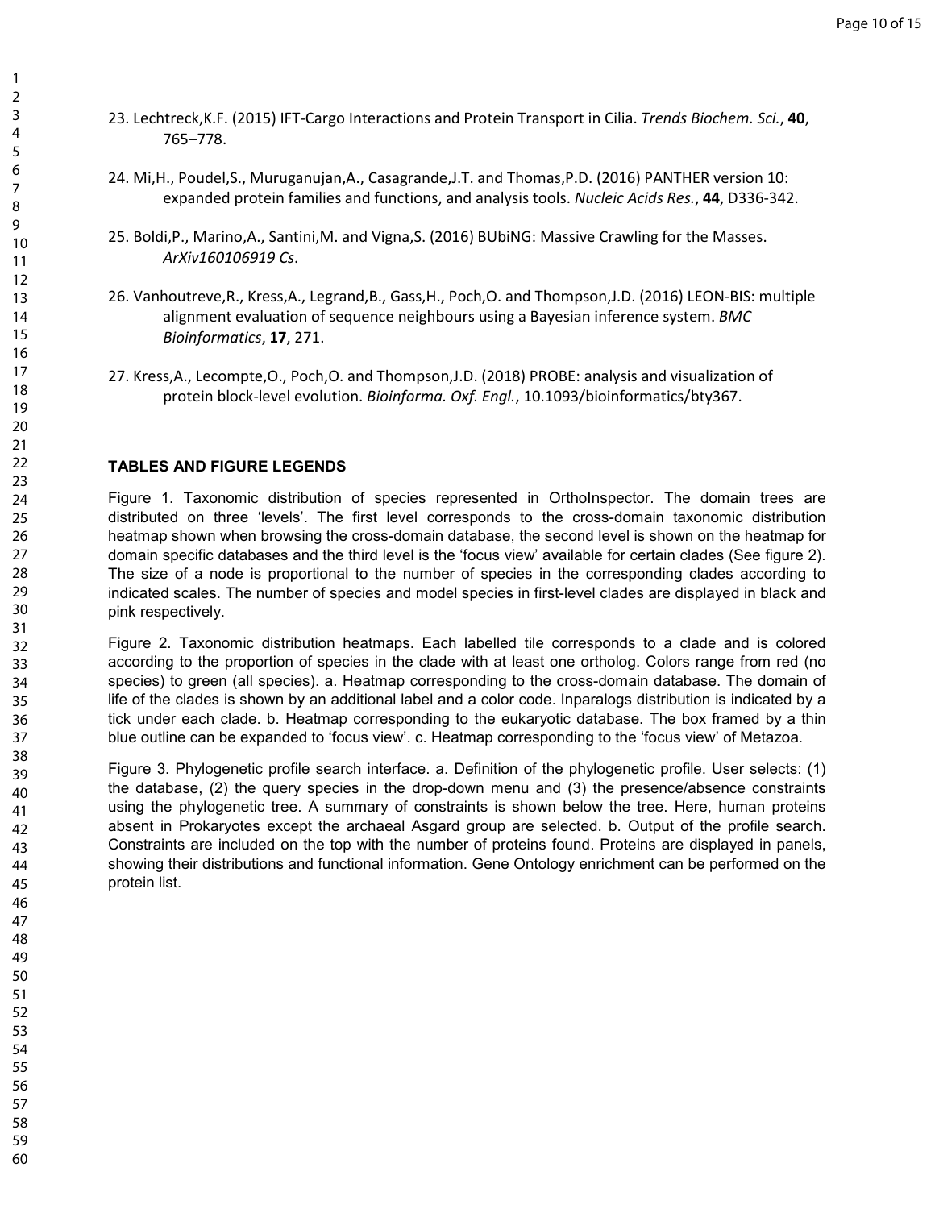23. Lechtreck,K.F. (2015) IFT-Cargo Interactions and Protein Transport in Cilia. *Trends Biochem. Sci.*, **40**, 765–778.

24. Mi,H., Poudel,S., Muruganujan,A., Casagrande,J.T. and Thomas,P.D. (2016) PANTHER version 10: expanded protein families and functions, and analysis tools. *Nucleic Acids Res.*, **44**, D336-342.

25. Boldi,P., Marino,A., Santini,M. and Vigna,S. (2016) BUbiNG: Massive Crawling for the Masses. *ArXiv160106919 Cs*.

26. Vanhoutreve,R., Kress,A., Legrand,B., Gass,H., Poch,O. and Thompson,J.D. (2016) LEON-BIS: multiple alignment evaluation of sequence neighbours using a Bayesian inference system. *BMC Bioinformatics*, **17**, 271.

27. Kress,A., Lecompte,O., Poch,O. and Thompson,J.D. (2018) PROBE: analysis and visualization of protein block-level evolution. *Bioinforma. Oxf. Engl.*, 10.1093/bioinformatics/bty367.

## TABLES AND FIGURE LEGENDS

Figure 1. Taxonomic distribution of species represented in OrthoInspector. The domain trees are distributed on three 'levels'. The first level corresponds to the cross-domain taxonomic distribution heatmap shown when browsing the cross-domain database, the second level is shown on the heatmap for domain specific databases and the third level is the 'focus view' available for certain clades (See figure 2). The size of a node is proportional to the number of species in the corresponding clades according to indicated scales. The number of species and model species in first-level clades are displayed in black and pink respectively.

Figure 2. Taxonomic distribution heatmaps. Each labelled tile corresponds to a clade and is colored according to the proportion of species in the clade with at least one ortholog. Colors range from red (no species) to green (all species). a. Heatmap corresponding to the cross-domain database. The domain of life of the clades is shown by an additional label and a color code. Inparalogs distribution is indicated by a tick under each clade. b. Heatmap corresponding to the eukaryotic database. The box framed by a thin blue outline can be expanded to 'focus view'. c. Heatmap corresponding to the 'focus view' of Metazoa.

Figure 3. Phylogenetic profile search interface. a. Definition of the phylogenetic profile. User selects: (1) the database, (2) the query species in the drop-down menu and (3) the presence/absence constraints using the phylogenetic tree. A summary of constraints is shown below the tree. Here, human proteins absent in Prokaryotes except the archaeal Asgard group are selected. b. Output of the profile search. Constraints are included on the top with the number of proteins found. Proteins are displayed in panels, showing their distributions and functional information. Gene Ontology enrichment can be performed on the protein list.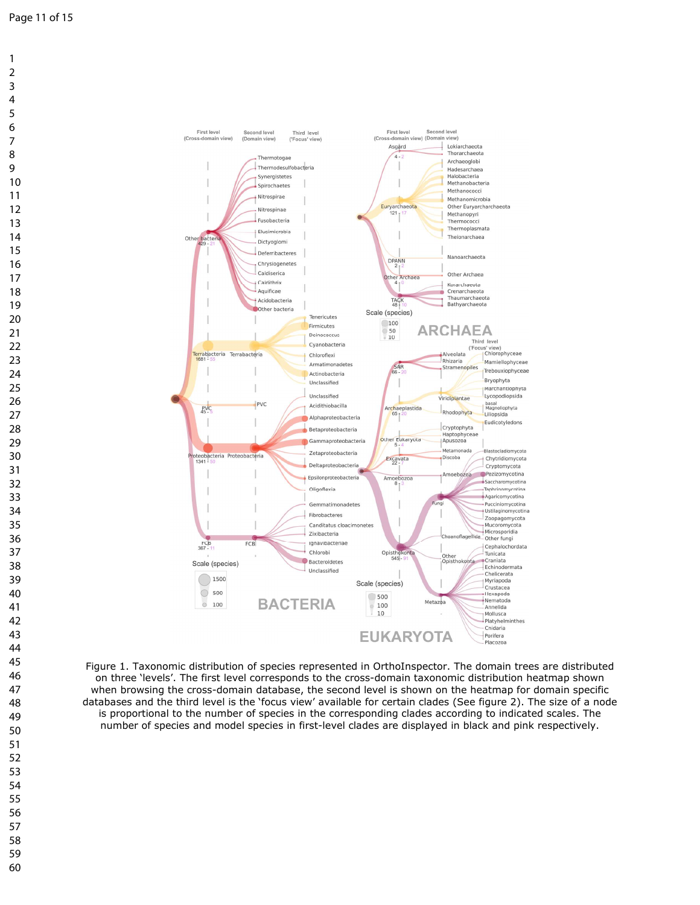Figure 1. Taxonomic distribution of species represented in OrthoInspector. The domain trees are distributed on three 'levels'. The first level corresponds to the cross-domain taxonomic distribution heatmap shown when browsing the cross-domain database, the second level is shown on the heatmap for domain specific databases and the third level is the 'focus view' available for certain clades (See figure 2). The size of a node is proportional to the number of species in the corresponding clades according to indicated scales. The number of species and model species in first-level clades are displayed in black and pink respectively.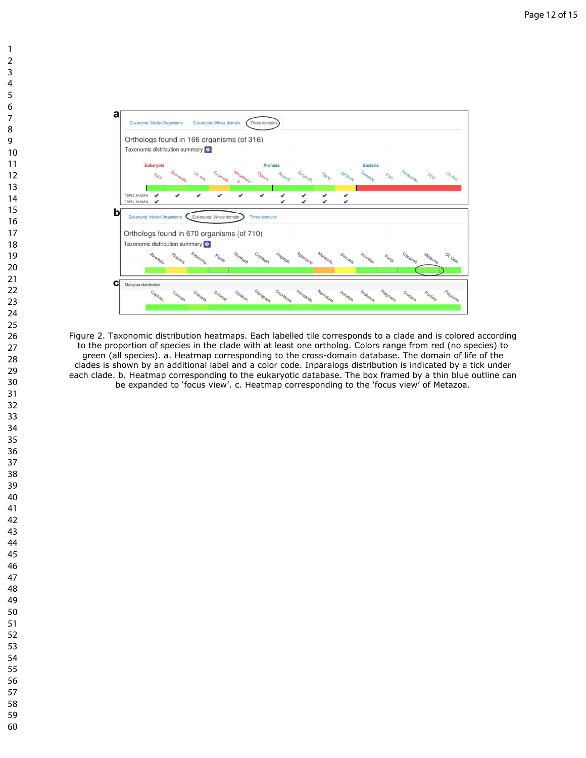Figure 2. Taxonomic distribution heatmaps. Each labelled tile corresponds to a clade and is colored according to the proportion of species in the clade with at least one ortholog. Colors range from red (no species) to green (all species). a. Heatmap corresponding to the cross-domain database. The domain of life of the clades is shown by an additional label and a color code. Inparalogs distribution is indicated by a tick under each clade. b. Heatmap corresponding to the eukaryotic database. The box framed by a thin blue outline can be expanded to 'focus view'. c. Heatmap corresponding to the 'focus view' of Metazoa.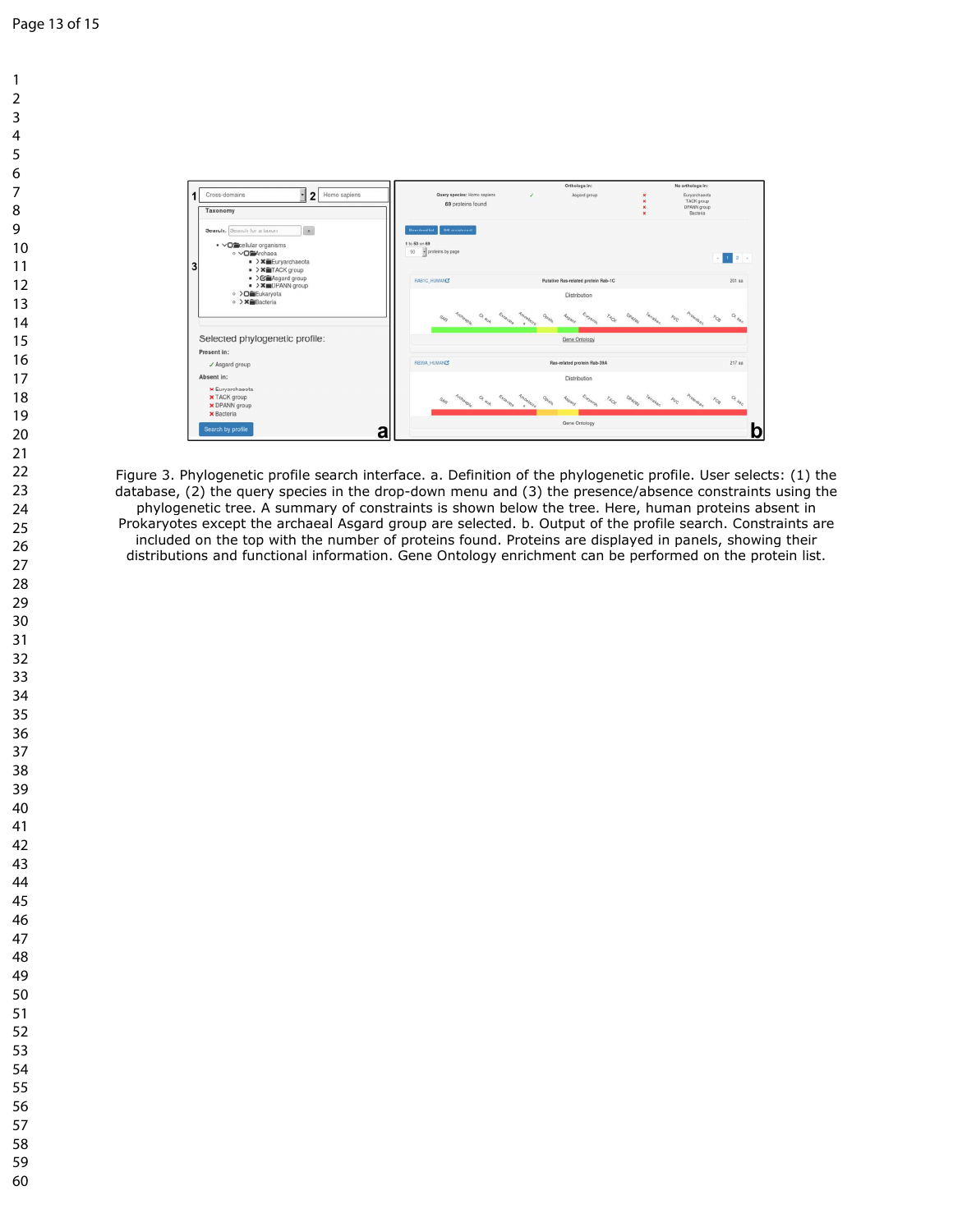Figure 3. Phylogenetic profile search interface. a. Definition of the phylogenetic profile. User selects: (1) the database, (2) the query species in the drop-down menu and (3) the presence/absence constraints using the phylogenetic tree. A summary of constraints is shown below the tree. Here, human proteins absent in Prokaryotes except the archaeal Asgard group are selected. b. Output of the profile search. Constraints are included on the top with the number of proteins found. Proteins are displayed in panels, showing their distributions and functional information. Gene Ontology enrichment can be performed on the protein list.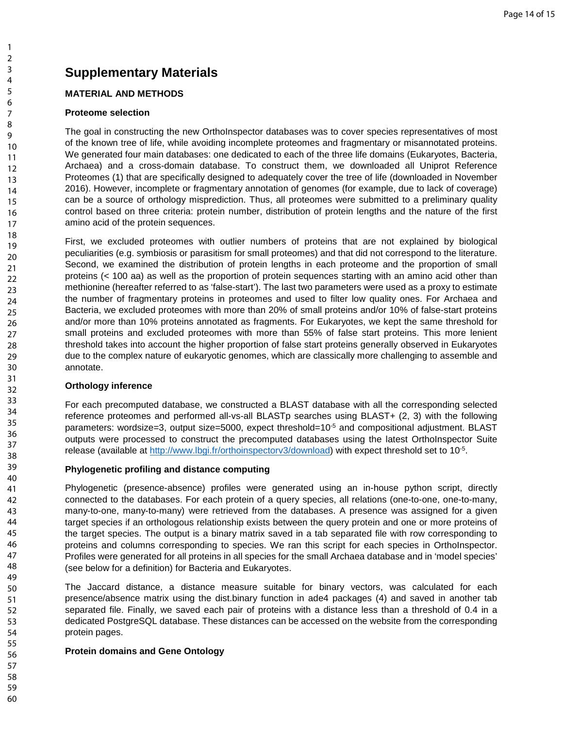# Supplementary Materials

## MATERIAL AND METHODS

### Proteome selection

The goal in constructing the new OrthoInspector databases was to cover species representatives of most of the known tree of life, while avoiding incomplete proteomes and fragmentary or misannotated proteins. We generated four main databases: one dedicated to each of the three life domains (Eukaryotes, Bacteria, Archaea) and a cross-domain database. To construct them, we downloaded all Uniprot Reference Proteomes (1) that are specifically designed to adequately cover the tree of life (downloaded in November 2016). However, incomplete or fragmentary annotation of genomes (for example, due to lack of coverage) can be a source of orthology misprediction. Thus, all proteomes were submitted to a preliminary quality control based on three criteria: protein number, distribution of protein lengths and the nature of the first amino acid of the protein sequences.

First, we excluded proteomes with outlier numbers of proteins that are not explained by biological peculiarities (e.g. symbiosis or parasitism for small proteomes) and that did not correspond to the literature. Second, we examined the distribution of protein lengths in each proteome and the proportion of small proteins (< 100 aa) as well as the proportion of protein sequences starting with an amino acid other than methionine (hereafter referred to as 'false-start'). The last two parameters were used as a proxy to estimate the number of fragmentary proteins in proteomes and used to filter low quality ones. For Archaea and Bacteria, we excluded proteomes with more than 20% of small proteins and/or 10% of false-start proteins and/or more than 10% proteins annotated as fragments. For Eukaryotes, we kept the same threshold for small proteins and excluded proteomes with more than 55% of false start proteins. This more lenient threshold takes into account the higher proportion of false start proteins generally observed in Eukaryotes due to the complex nature of eukaryotic genomes, which are classically more challenging to assemble and annotate.

### Orthology inference

For each precomputed database, we constructed a BLAST database with all the corresponding selected reference proteomes and performed all-vs-all BLASTp searches using BLAST+ (2, 3) with the following parameters: wordsize=3, output size=5000, expect threshold=$10^{-5}$ and compositional adjustment. BLAST outputs were processed to construct the precomputed databases using the latest OrthoInspector Suite release (available at http://www.lbgi.fr/orthoinspectorv3/download) with expect threshold set to $10^{-5}$.

### Phylogenetic profiling and distance computing

Phylogenetic (presence-absence) profiles were generated using an in-house python script, directly connected to the databases. For each protein of a query species, all relations (one-to-one, one-to-many, many-to-one, many-to-many) were retrieved from the databases. A presence was assigned for a given target species if an orthologous relationship exists between the query protein and one or more proteins of the target species. The output is a binary matrix saved in a tab separated file with row corresponding to proteins and columns corresponding to species. We ran this script for each species in OrthoInspector. Profiles were generated for all proteins in all species for the small Archaea database and in 'model species' (see below for a definition) for Bacteria and Eukaryotes.

The Jaccard distance, a distance measure suitable for binary vectors, was calculated for each presence/absence matrix using the dist.binary function in ade4 packages (4) and saved in another tab separated file. Finally, we saved each pair of proteins with a distance less than a threshold of 0.4 in a dedicated PostgreSQL database. These distances can be accessed on the website from the corresponding protein pages.

### Protein domains and Gene Ontology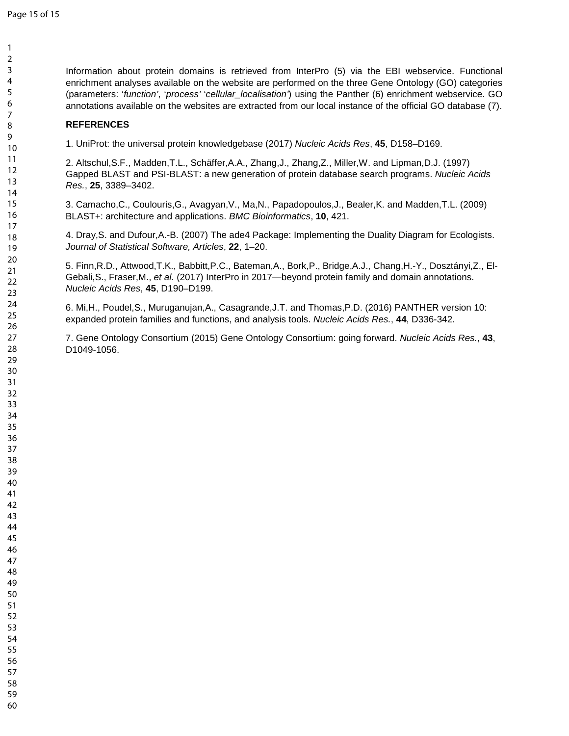Information about protein domains is retrieved from InterPro (5) via the EBI webservice. Functional enrichment analyses available on the website are performed on the three Gene Ontology (GO) categories (parameters: '*function*', '*process*' '*cellular_localisation*') using the Panther (6) enrichment webservice. GO annotations available on the websites are extracted from our local instance of the official GO database (7).

**REFERENCES**

1. UniProt: the universal protein knowledgebase (2017) *Nucleic Acids Res*, **45**, D158–D169.

2. Altschul,S.F., Madden,T.L., Schäffer,A.A., Zhang,J., Zhang,Z., Miller,W. and Lipman,D.J. (1997) Gapped BLAST and PSI-BLAST: a new generation of protein database search programs. *Nucleic Acids Res.*, **25**, 3389–3402.

3. Camacho,C., Coulouris,G., Avagyan,V., Ma,N., Papadopoulos,J., Bealer,K. and Madden,T.L. (2009) BLAST+: architecture and applications. *BMC Bioinformatics*, **10**, 421.

4. Dray,S. and Dufour,A.-B. (2007) The ade4 Package: Implementing the Duality Diagram for Ecologists. *Journal of Statistical Software, Articles*, **22**, 1–20.

5. Finn,R.D., Attwood,T.K., Babbitt,P.C., Bateman,A., Bork,P., Bridge,A.J., Chang,H.-Y., Dosztányi,Z., El-Gebali,S., Fraser,M., *et al.* (2017) InterPro in 2017—beyond protein family and domain annotations. *Nucleic Acids Res*, **45**, D190–D199.

6. Mi,H., Poudel,S., Muruganujan,A., Casagrande,J.T. and Thomas,P.D. (2016) PANTHER version 10: expanded protein families and functions, and analysis tools. *Nucleic Acids Res.*, **44**, D336-342.

7. Gene Ontology Consortium (2015) Gene Ontology Consortium: going forward. *Nucleic Acids Res.*, **43**, D1049-1056.